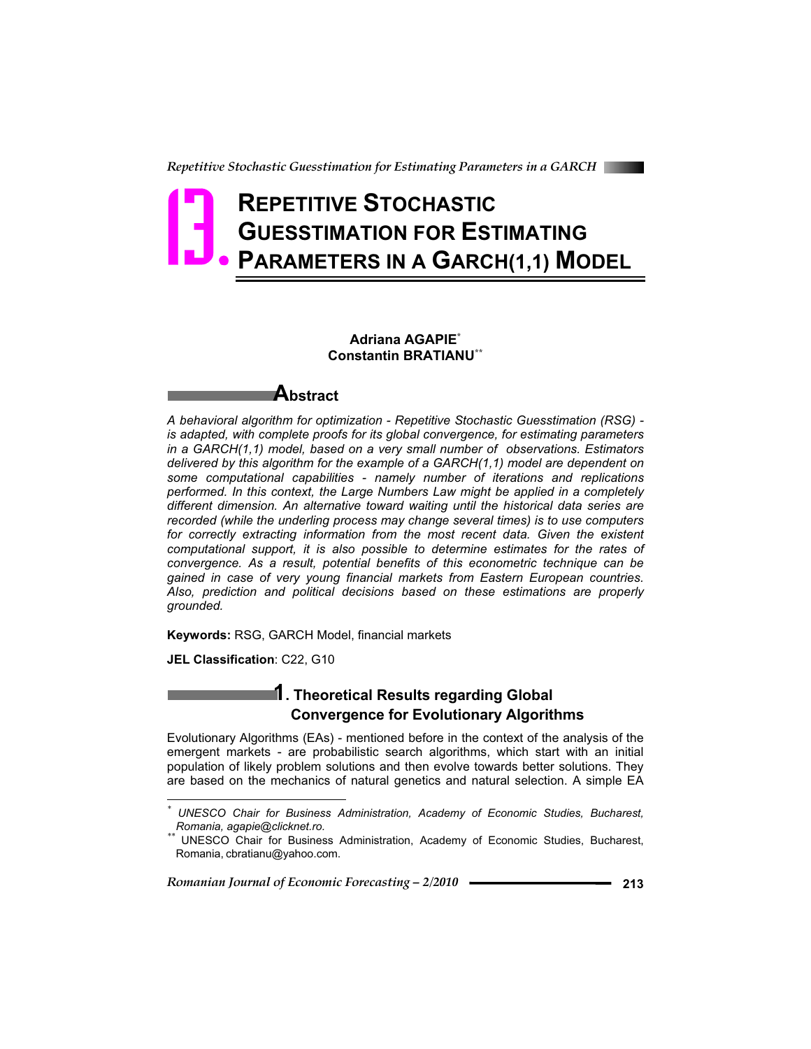# 13. REPETITIVE STOCHASTIC GUESSTIMATION FOR ESTIMATING PARAMETERS IN A GARCH(1,1) MODEL

**Adriana AGAPIE**[*]
**Constantin BRATIANU**[**]

## Abstract

*A behavioral algorithm for optimization - Repetitive Stochastic Guesstimation (RSG) - is adapted, with complete proofs for its global convergence, for estimating parameters in a GARCH(1,1) model, based on a very small number of observations. Estimators delivered by this algorithm for the example of a GARCH(1,1) model are dependent on some computational capabilities - namely number of iterations and replications performed. In this context, the Large Numbers Law might be applied in a completely different dimension. An alternative toward waiting until the historical data series are recorded (while the underling process may change several times) is to use computers for correctly extracting information from the most recent data. Given the existent computational support, it is also possible to determine estimates for the rates of convergence. As a result, potential benefits of this econometric technique can be gained in case of very young financial markets from Eastern European countries. Also, prediction and political decisions based on these estimations are properly grounded.*

**Keywords:** RSG, GARCH Model, financial markets

**JEL Classification**: C22, G10

## 1. Theoretical Results regarding Global Convergence for Evolutionary Algorithms

Evolutionary Algorithms (EAs) - mentioned before in the context of the analysis of the emergent markets - are probabilistic search algorithms, which start with an initial population of likely problem solutions and then evolve towards better solutions. They are based on the mechanics of natural genetics and natural selection. A simple EA

---

[*] *UNESCO Chair for Business Administration, Academy of Economic Studies, Bucharest, Romania, agapie@clicknet.ro.*

[**] UNESCO Chair for Business Administration, Academy of Economic Studies, Bucharest, Romania, cbratianu@yahoo.com.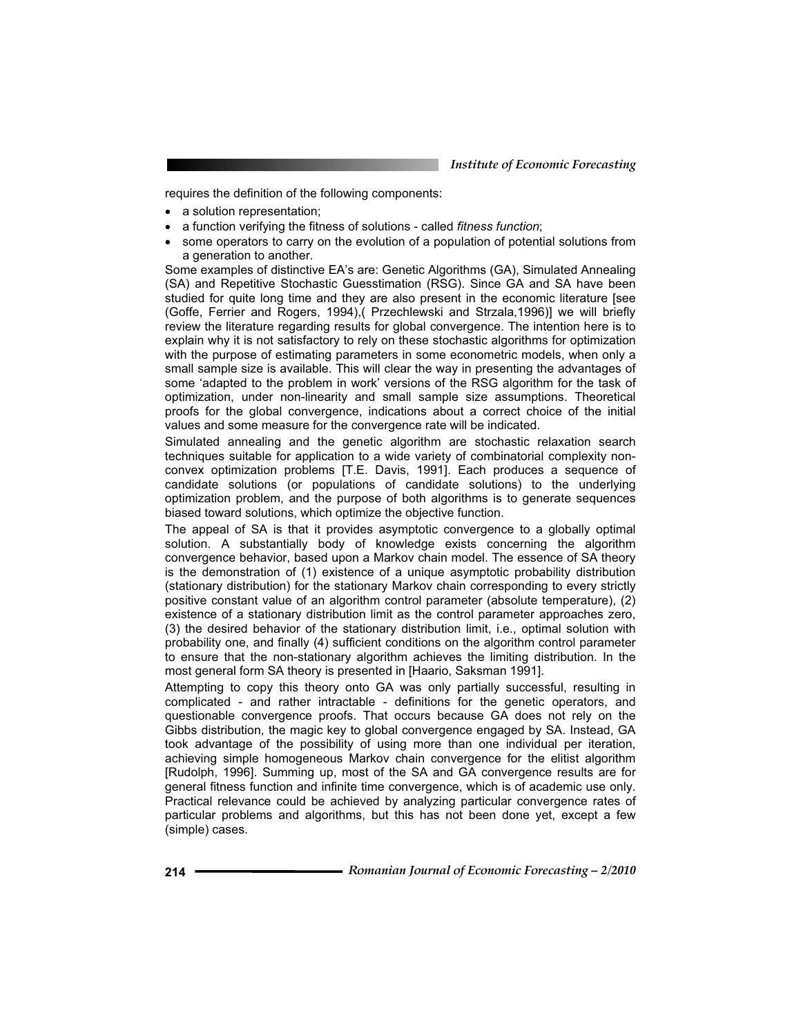requires the definition of the following components:

- a solution representation;
- a function verifying the fitness of solutions - called *fitness function*;
- some operators to carry on the evolution of a population of potential solutions from a generation to another.

Some examples of distinctive EA's are: Genetic Algorithms (GA), Simulated Annealing (SA) and Repetitive Stochastic Guesstimation (RSG). Since GA and SA have been studied for quite long time and they are also present in the economic literature [see (Goffe, Ferrier and Rogers, 1994),( Przechlewski and Strzala,1996)] we will briefly review the literature regarding results for global convergence. The intention here is to explain why it is not satisfactory to rely on these stochastic algorithms for optimization with the purpose of estimating parameters in some econometric models, when only a small sample size is available. This will clear the way in presenting the advantages of some 'adapted to the problem in work' versions of the RSG algorithm for the task of optimization, under non-linearity and small sample size assumptions. Theoretical proofs for the global convergence, indications about a correct choice of the initial values and some measure for the convergence rate will be indicated.

Simulated annealing and the genetic algorithm are stochastic relaxation search techniques suitable for application to a wide variety of combinatorial complexity non-convex optimization problems [T.E. Davis, 1991]. Each produces a sequence of candidate solutions (or populations of candidate solutions) to the underlying optimization problem, and the purpose of both algorithms is to generate sequences biased toward solutions, which optimize the objective function.

The appeal of SA is that it provides asymptotic convergence to a globally optimal solution. A substantially body of knowledge exists concerning the algorithm convergence behavior, based upon a Markov chain model. The essence of SA theory is the demonstration of (1) existence of a unique asymptotic probability distribution (stationary distribution) for the stationary Markov chain corresponding to every strictly positive constant value of an algorithm control parameter (absolute temperature), (2) existence of a stationary distribution limit as the control parameter approaches zero, (3) the desired behavior of the stationary distribution limit, i.e., optimal solution with probability one, and finally (4) sufficient conditions on the algorithm control parameter to ensure that the non-stationary algorithm achieves the limiting distribution. In the most general form SA theory is presented in [Haario, Saksman 1991].

Attempting to copy this theory onto GA was only partially successful, resulting in complicated - and rather intractable - definitions for the genetic operators, and questionable convergence proofs. That occurs because GA does not rely on the Gibbs distribution, the magic key to global convergence engaged by SA. Instead, GA took advantage of the possibility of using more than one individual per iteration, achieving simple homogeneous Markov chain convergence for the elitist algorithm [Rudolph, 1996]. Summing up, most of the SA and GA convergence results are for general fitness function and infinite time convergence, which is of academic use only. Practical relevance could be achieved by analyzing particular convergence rates of particular problems and algorithms, but this has not been done yet, except a few (simple) cases.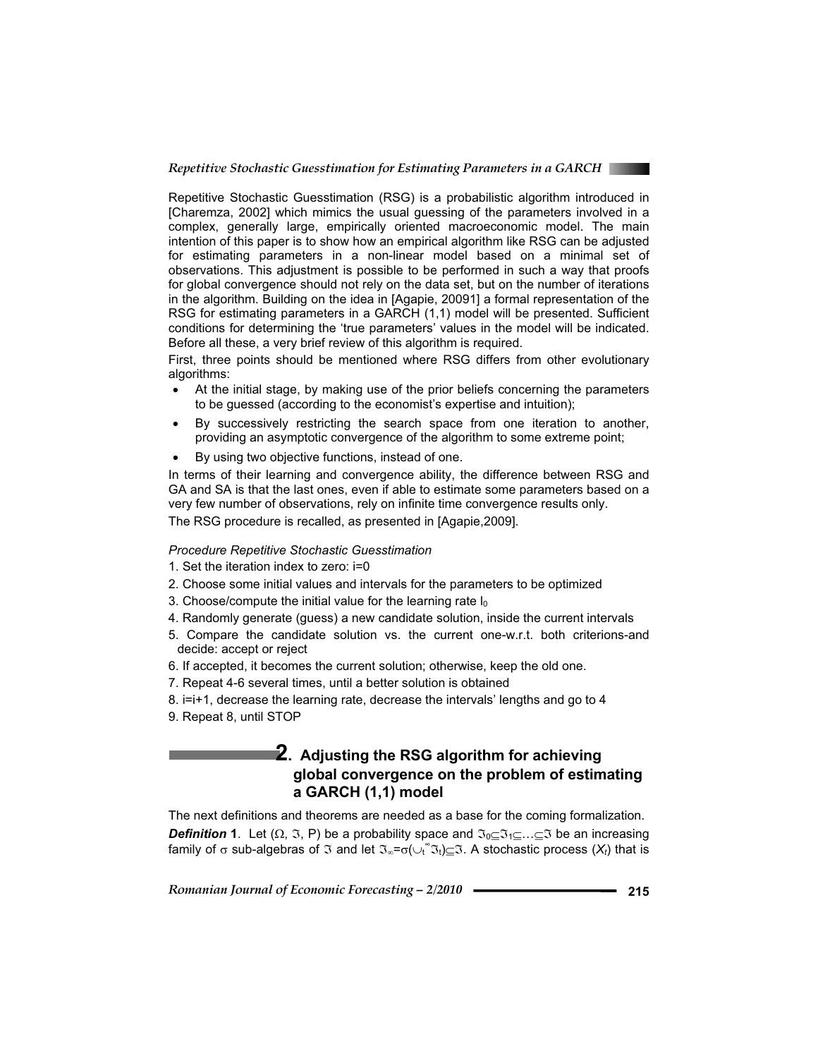Repetitive Stochastic Guesstimation (RSG) is a probabilistic algorithm introduced in [Charemza, 2002] which mimics the usual guessing of the parameters involved in a complex, generally large, empirically oriented macroeconomic model. The main intention of this paper is to show how an empirical algorithm like RSG can be adjusted for estimating parameters in a non-linear model based on a minimal set of observations. This adjustment is possible to be performed in such a way that proofs for global convergence should not rely on the data set, but on the number of iterations in the algorithm. Building on the idea in [Agapie, 20091] a formal representation of the RSG for estimating parameters in a GARCH (1,1) model will be presented. Sufficient conditions for determining the 'true parameters' values in the model will be indicated. Before all these, a very brief review of this algorithm is required.

First, three points should be mentioned where RSG differs from other evolutionary algorithms:

- At the initial stage, by making use of the prior beliefs concerning the parameters to be guessed (according to the economist's expertise and intuition);
- By successively restricting the search space from one iteration to another, providing an asymptotic convergence of the algorithm to some extreme point;
- By using two objective functions, instead of one.

In terms of their learning and convergence ability, the difference between RSG and GA and SA is that the last ones, even if able to estimate some parameters based on a very few number of observations, rely on infinite time convergence results only.

The RSG procedure is recalled, as presented in [Agapie,2009].

*Procedure Repetitive Stochastic Guesstimation*

1. Set the iteration index to zero: i=0
2. Choose some initial values and intervals for the parameters to be optimized
3. Choose/compute the initial value for the learning rate $l_0$
4. Randomly generate (guess) a new candidate solution, inside the current intervals
5. Compare the candidate solution vs. the current one-w.r.t. both criterions-and decide: accept or reject
6. If accepted, it becomes the current solution; otherwise, keep the old one.
7. Repeat 4-6 several times, until a better solution is obtained
8. i=i+1, decrease the learning rate, decrease the intervals' lengths and go to 4
9. Repeat 8, until STOP

## 2. Adjusting the RSG algorithm for achieving global convergence on the problem of estimating a GARCH (1,1) model

The next definitions and theorems are needed as a base for the coming formalization.

***Definition 1***. Let $(\Omega, \Im, P)$ be a probability space and $\Im_0 \subseteq \Im_1 \subseteq \ldots \subseteq \Im$ be an increasing family of $\sigma$ sub-algebras of $\Im$ and let $\Im_\infty = \sigma(\cup_t^\infty \Im_t) \subseteq \Im$. A stochastic process ($X_t$) that is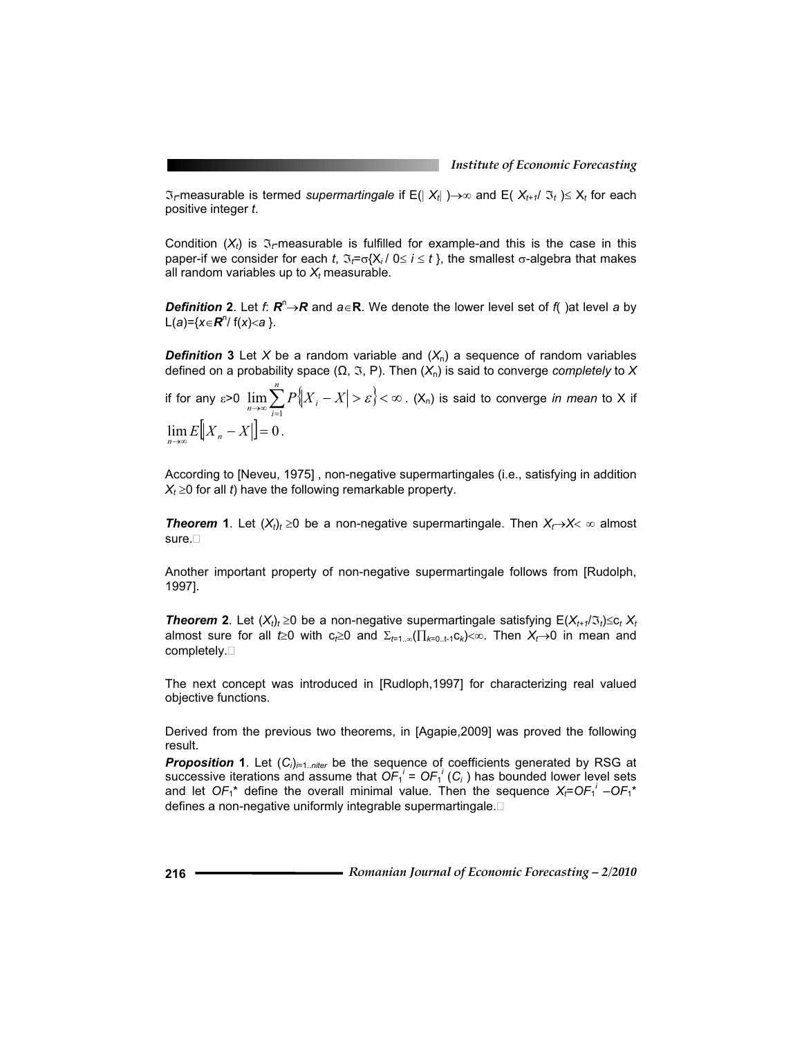$\Im_t$-measurable is termed *supermartingale* if $E(|X_t|) \to \infty$ and $E(X_{t+1}/\Im_t) \leq X_t$ for each positive integer *t*.

Condition $(X_t)$ is $\Im_t$-measurable is fulfilled for example-and this is the case in this paper-if we consider for each *t*, $\Im_t=\sigma\{X_i / 0\leq i \leq t\}$, the smallest $\sigma$-algebra that makes all random variables up to $X_t$ measurable.

***Definition* 2**. Let $f$: $\boldsymbol{R}^n \to \boldsymbol{R}$ and $a\in\mathbf{R}$. We denote the lower level set of $f(\ )$at level $a$ by $L(a)=\{x\in\boldsymbol{R}^n / f(x)<a\}$.

***Definition* 3** Let *X* be a random variable and $(X_n)$ a sequence of random variables defined on a probability space $(\Omega, \Im, P)$. Then $(X_n)$ is said to converge *completely* to *X* if for any $\varepsilon>0$ $\lim_{n\to\infty}\sum_{i=1}^{n} P\{|X_i - X| > \varepsilon\} < \infty$. $(X_n)$ is said to converge *in mean* to X if $\lim_{n\to\infty} E[|X_n - X|] = 0$.

According to [Neveu, 1975] , non-negative supermartingales (i.e., satisfying in addition $X_t \geq 0$ for all *t*) have the following remarkable property.

***Theorem* 1**. Let $(X_t)_t \geq 0$ be a non-negative supermartingale. Then $X_t \to X < \infty$ almost sure.□

Another important property of non-negative supermartingale follows from [Rudolph, 1997].

***Theorem* 2**. Let $(X_t)_t \geq 0$ be a non-negative supermartingale satisfying $E(X_{t+1}/\Im_t)\leq c_t X_t$ almost sure for all $t\geq 0$ with $c_t \geq 0$ and $\Sigma_{t=1..\infty}(\prod_{k=0..t-1} c_k)<\infty$. Then $X_t \to 0$ in mean and completely.□

The next concept was introduced in [Rudloph,1997] for characterizing real valued objective functions.

Derived from the previous two theorems, in [Agapie,2009] was proved the following result.

***Proposition* 1**. Let $(C_i)_{i=1..niter}$ be the sequence of coefficients generated by RSG at successive iterations and assume that $OF_1^{\,i} = OF_1^{\,i}(C_i)$ has bounded lower level sets and let $OF_1^*$ define the overall minimal value. Then the sequence $X_t = OF_1^{\,i} - OF_1^*$ defines a non-negative uniformly integrable supermartingale.□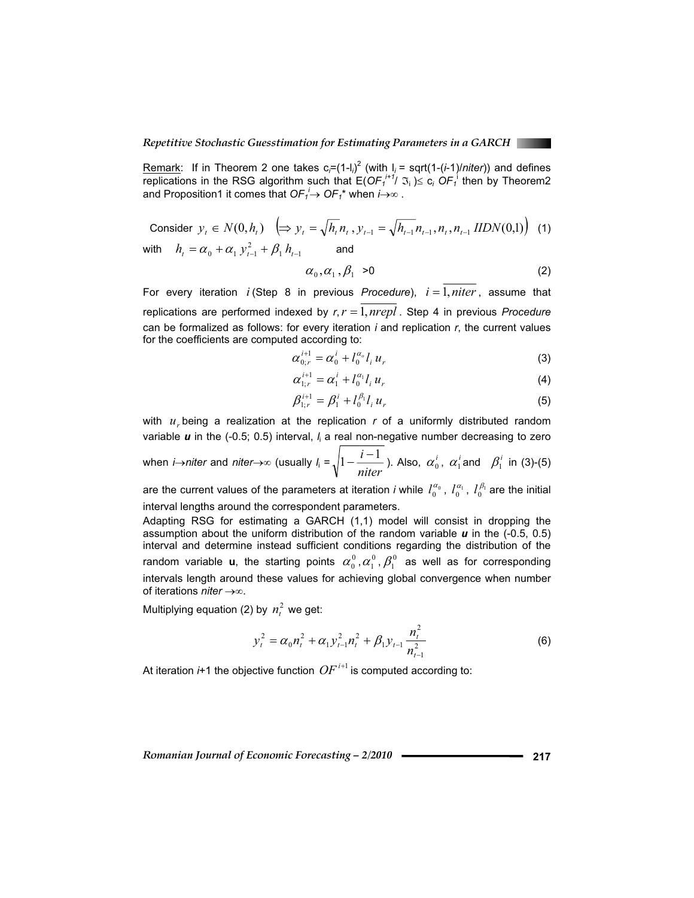<u>Remark</u>: If in Theorem 2 one takes $c_i=(1-l_i)^2$ (with $l_i$ = sqrt(1-($i$-1)/*niter*)) and defines replications in the RSG algorithm such that $E(OF_1^{i+1}/ \Im_i) \leq c_i\, OF_1^i$ then by Theorem2 and Proposition1 it comes that $OF_1^i \to OF_1^*$ when $i \to \infty$ .

Consider $y_t \in N(0, h_t) \quad \left( \Rightarrow y_t = \sqrt{h_t}\, n_t\, , y_{t-1} = \sqrt{h_{t-1}}\, n_{t-1}, n_t, n_{t-1}\ IIDN(0,1) \right)$ (1)

with $\quad h_t = \alpha_0 + \alpha_1\, y_{t-1}^2 + \beta_1\, h_{t-1}$ $\quad$ and

$$\alpha_0, \alpha_1, \beta_1 \ \ >0 \tag{2}$$

For every iteration $i$ (Step 8 in previous *Procedure*), $i = \overline{1, niter}$, assume that replications are performed indexed by $r, r = \overline{1, nrepl}$. Step 4 in previous *Procedure* can be formalized as follows: for every iteration $i$ and replication $r$, the current values for the coefficients are computed according to:

$$\alpha_{0;r}^{i+1} = \alpha_0^i + l_0^{\alpha_o} l_i\, u_r \tag{3}$$

$$\alpha_{1;r}^{i+1} = \alpha_1^i + l_0^{\alpha_1} l_i\, u_r \tag{4}$$

$$\beta_{1;r}^{i+1} = \beta_1^i + l_0^{\beta_1} l_i\, u_r \tag{5}$$

with $u_r$ being a realization at the replication $r$ of a uniformly distributed random variable $\boldsymbol{u}$ in the (-0.5; 0.5) interval, $l_i$ a real non-negative number decreasing to zero when $i \to niter$ and $niter \to \infty$ (usually $l_i = \sqrt{1 - \dfrac{i-1}{niter}}$ ). Also, $\alpha_0^i$, $\alpha_1^i$ and $\beta_1^i$ in (3)-(5) are the current values of the parameters at iteration $i$ while $l_0^{\alpha_0}$, $l_0^{\alpha_1}$, $l_0^{\beta_1}$ are the initial interval lengths around the correspondent parameters.

Adapting RSG for estimating a GARCH (1,1) model will consist in dropping the assumption about the uniform distribution of the random variable $\boldsymbol{u}$ in the (-0.5, 0.5) interval and determine instead sufficient conditions regarding the distribution of the random variable **u**, the starting points $\alpha_0^0, \alpha_1^0, \beta_1^0$ as well as for corresponding intervals length around these values for achieving global convergence when number of iterations $niter \to \infty$.

Multiplying equation (2) by $n_t^2$ we get:

$$y_t^2 = \alpha_0 n_t^2 + \alpha_1 y_{t-1}^2 n_t^2 + \beta_1 y_{t-1} \frac{n_t^2}{n_{t-1}^2} \tag{6}$$

At iteration $i$+1 the objective function $OF^{i+1}$ is computed according to: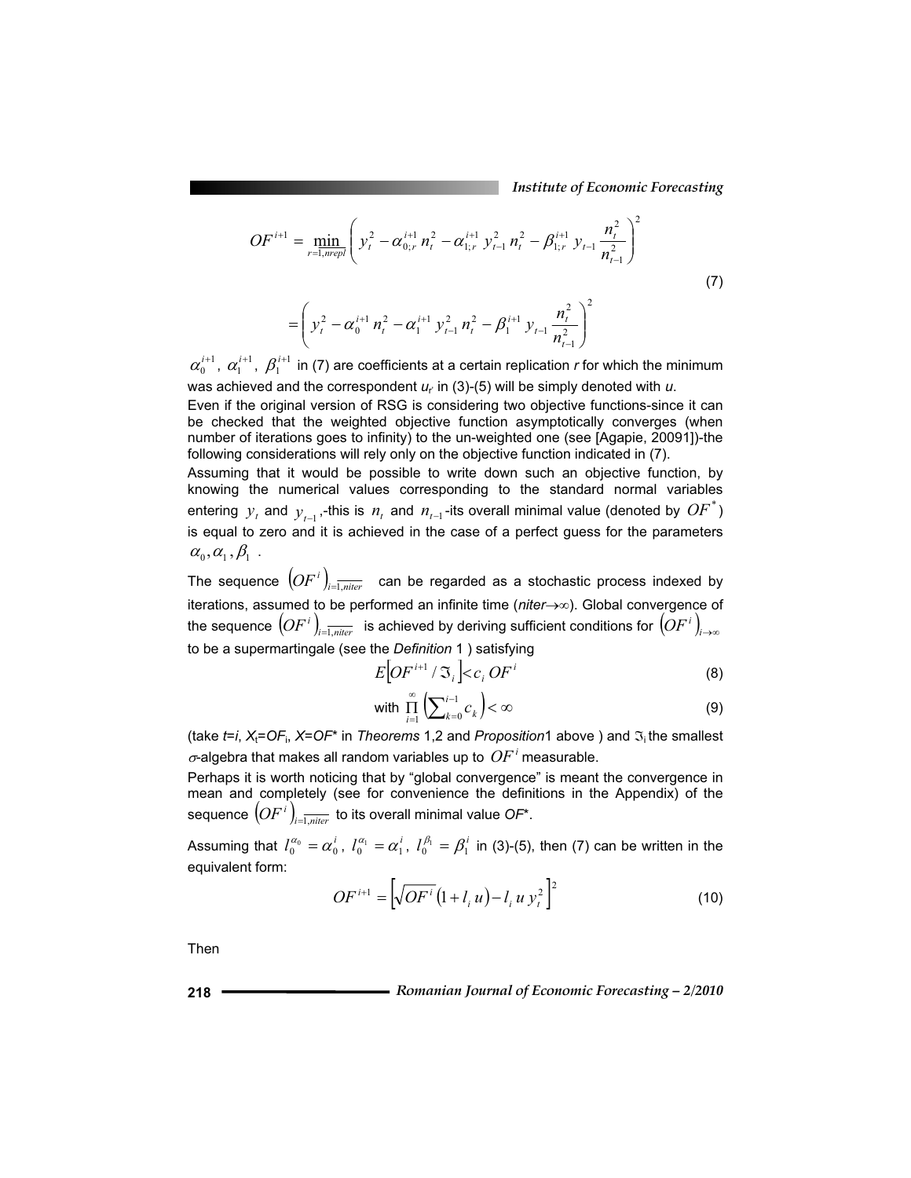$$OF^{i+1} = \min_{r=1,nrepl} \left( y_t^2 - \alpha_{0;r}^{i+1} n_t^2 - \alpha_{1;r}^{i+1} y_{t-1}^2 n_t^2 - \beta_{1;r}^{i+1} y_{t-1} \frac{n_t^2}{n_{t-1}^2} \right)^2$$

$$= \left( y_t^2 - \alpha_0^{i+1} n_t^2 - \alpha_1^{i+1} y_{t-1}^2 n_t^2 - \beta_1^{i+1} y_{t-1} \frac{n_t^2}{n_{t-1}^2} \right)^2 \tag{7}$$

$\alpha_0^{i+1}$, $\alpha_1^{i+1}$, $\beta_1^{i+1}$ in (7) are coefficients at a certain replication *r* for which the minimum was achieved and the correspondent $u_r$ in (3)-(5) will be simply denoted with *u*.

Even if the original version of RSG is considering two objective functions-since it can be checked that the weighted objective function asymptotically converges (when number of iterations goes to infinity) to the un-weighted one (see [Agapie, 20091])-the following considerations will rely only on the objective function indicated in (7).

Assuming that it would be possible to write down such an objective function, by knowing the numerical values corresponding to the standard normal variables entering $y_t$ and $y_{t-1}$,-this is $n_t$ and $n_{t-1}$-its overall minimal value (denoted by $OF^*$) is equal to zero and it is achieved in the case of a perfect guess for the parameters $\alpha_0, \alpha_1, \beta_1$ .

The sequence $\left(OF^i\right)_{i=\overline{1,niter}}$ can be regarded as a stochastic process indexed by iterations, assumed to be performed an infinite time (*niter*→∞). Global convergence of the sequence $\left(OF^i\right)_{i=\overline{1,niter}}$ is achieved by deriving sufficient conditions for $\left(OF^i\right)_{i\to\infty}$ to be a supermartingale (see the *Definition* 1 ) satisfying

$$E\left[OF^{i+1} / \Im_i\right] < c_i \, OF^i \tag{8}$$

$$\text{with } \prod_{i=1}^{\infty} \left( \sum_{k=0}^{i-1} c_k \right) < \infty \tag{9}$$

(take $t=i$, $X_t=OF_i$, $X=OF^*$ in *Theorems* 1,2 and *Proposition*1 above ) and $\Im_i$ the smallest $\sigma$-algebra that makes all random variables up to $OF^i$ measurable.

Perhaps it is worth noticing that by "global convergence" is meant the convergence in mean and completely (see for convenience the definitions in the Appendix) of the sequence $\left(OF^i\right)_{i=\overline{1,niter}}$ to its overall minimal value *OF*\*.

Assuming that $l_0^{\alpha_0} = \alpha_0^i$, $l_0^{\alpha_1} = \alpha_1^i$, $l_0^{\beta_1} = \beta_1^i$ in (3)-(5), then (7) can be written in the equivalent form:

$$OF^{i+1} = \left[ \sqrt{OF^i} \left(1 + l_i \, u\right) - l_i \, u \, y_t^2 \right]^2 \tag{10}$$

Then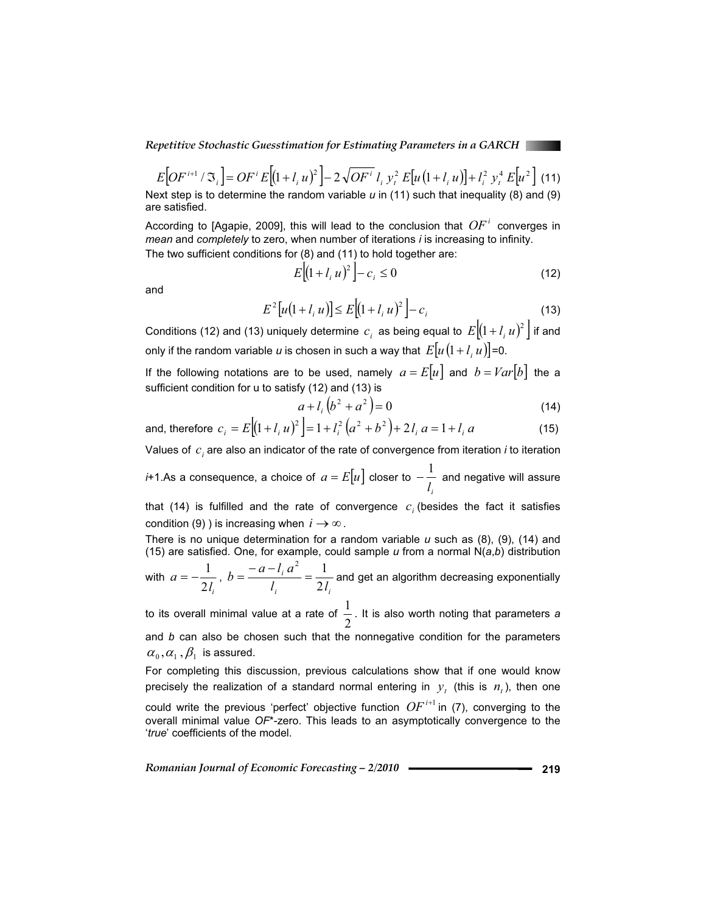$$E\left[OF^{i+1} / \Im_i\right] = OF^i \, E\left[(1 + l_i \, u)^2\right] - 2\sqrt{OF^i} \, l_i \, y_t^2 \, E\left[u\,(1 + l_i \, u)\right] + l_i^2 \, y_t^4 \, E\left[u^2\right] \quad (11)$$

Next step is to determine the random variable *u* in (11) such that inequality (8) and (9) are satisfied.

According to [Agapie, 2009], this will lead to the conclusion that $OF^i$ converges in *mean* and *completely* to zero, when number of iterations *i* is increasing to infinity.

The two sufficient conditions for (8) and (11) to hold together are:

$$E\left[(1 + l_i \, u)^2\right] - c_i \leq 0 \quad (12)$$

and

$$E^2\left[u(1 + l_i \, u)\right] \leq E\left[(1 + l_i \, u)^2\right] - c_i \quad (13)$$

Conditions (12) and (13) uniquely determine $c_i$ as being equal to $E\left[(1 + l_i \, u)^2\right]$ if and only if the random variable *u* is chosen in such a way that $E\left[u\,(1 + l_i \, u)\right]$=0.

If the following notations are to be used, namely $a = E[u]$ and $b = Var[b]$ the a sufficient condition for u to satisfy (12) and (13) is

$$a + l_i \left(b^2 + a^2\right) = 0 \quad (14)$$

and, therefore $c_i = E\left[(1 + l_i \, u)^2\right] = 1 + l_i^2 \left(a^2 + b^2\right) + 2\, l_i \, a = 1 + l_i \, a \quad (15)$

Values of $c_i$ are also an indicator of the rate of convergence from iteration *i* to iteration *i*+1.As a consequence, a choice of $a = E[u]$ closer to $-\frac{1}{l_i}$ and negative will assure that (14) is fulfilled and the rate of convergence $c_i$ (besides the fact it satisfies condition (9) ) is increasing when $i \to \infty$.

There is no unique determination for a random variable *u* such as (8), (9), (14) and (15) are satisfied. One, for example, could sample *u* from a normal N(*a*,*b*) distribution with $a = -\frac{1}{2l_i}$, $b = \frac{-a - l_i \, a^2}{l_i} = \frac{1}{2l_i}$ and get an algorithm decreasing exponentially to its overall minimal value at a rate of $\frac{1}{2}$. It is also worth noting that parameters *a* and *b* can also be chosen such that the nonnegative condition for the parameters $\alpha_0, \alpha_1, \beta_1$ is assured.

For completing this discussion, previous calculations show that if one would know precisely the realization of a standard normal entering in $y_t$ (this is $n_t$), then one could write the previous 'perfect' objective function $OF^{i+1}$ in (7), converging to the overall minimal value *OF*\*-zero. This leads to an asymptotically convergence to the '*true*' coefficients of the model.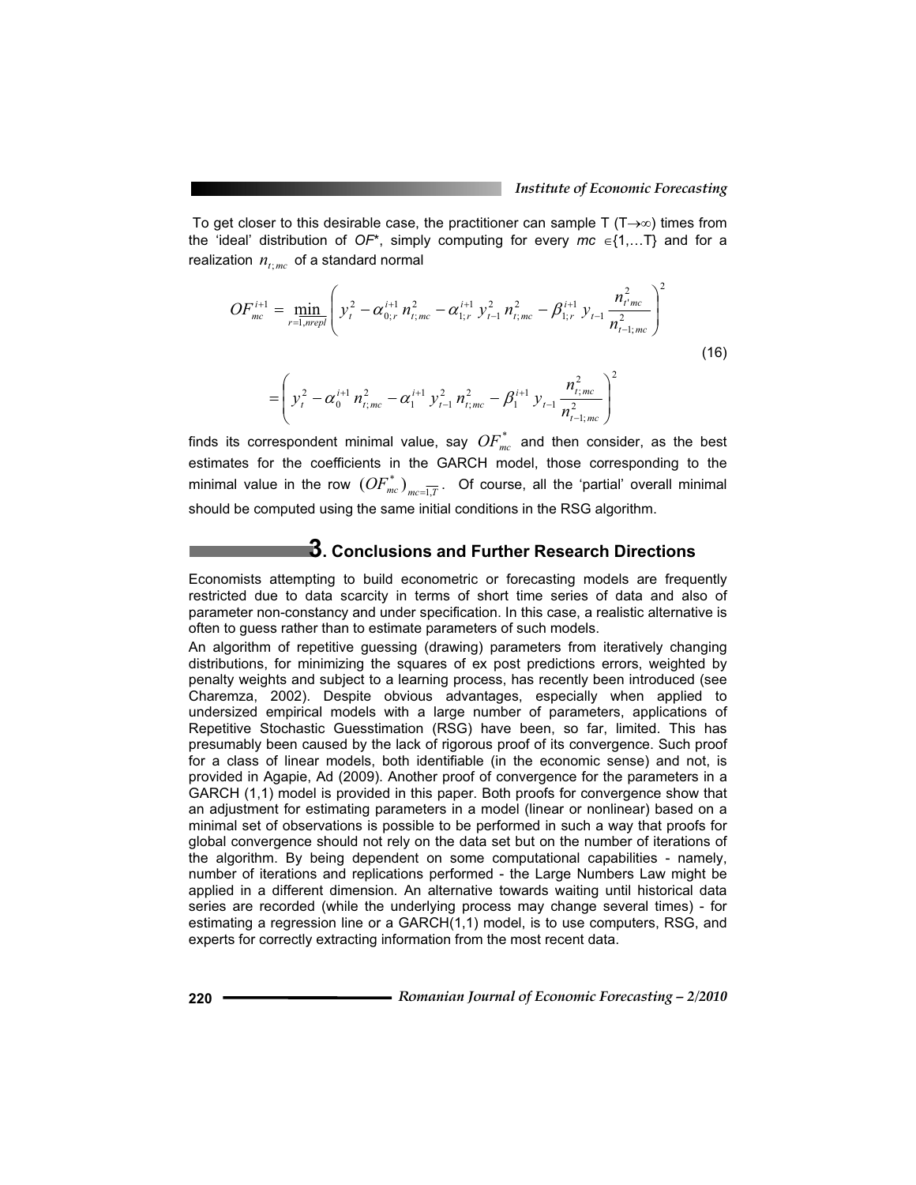To get closer to this desirable case, the practitioner can sample T (T$\to\infty$) times from the 'ideal' distribution of *OF*\*, simply computing for every *mc* $\in$\{1,…T\} and for a realization $n_{t;mc}$ of a standard normal

$$OF_{mc}^{i+1} = \underset{r=1,nrepl}{\min}\left( y_t^2 - \alpha_{0;r}^{i+1}\, n_{t;mc}^2 - \alpha_{1;r}^{i+1}\, y_{t-1}^2\, n_{t;mc}^2 - \beta_{1;r}^{i+1}\, y_{t-1}\, \frac{n_{t'mc}^2}{n_{t-1;mc}^2} \right)^2$$

$$= \left( y_t^2 - \alpha_0^{i+1}\, n_{t;mc}^2 - \alpha_1^{i+1}\, y_{t-1}^2\, n_{t;mc}^2 - \beta_1^{i+1}\, y_{t-1}\, \frac{n_{t;mc}^2}{n_{t-1;mc}^2} \right)^2 \tag{16}$$

finds its correspondent minimal value, say $OF_{mc}^{*}$ and then consider, as the best estimates for the coefficients in the GARCH model, those corresponding to the minimal value in the row $(OF_{mc}^{*})_{mc=\overline{1,T}}$. Of course, all the 'partial' overall minimal should be computed using the same initial conditions in the RSG algorithm.

## 3. Conclusions and Further Research Directions

Economists attempting to build econometric or forecasting models are frequently restricted due to data scarcity in terms of short time series of data and also of parameter non-constancy and under specification. In this case, a realistic alternative is often to guess rather than to estimate parameters of such models.

An algorithm of repetitive guessing (drawing) parameters from iteratively changing distributions, for minimizing the squares of ex post predictions errors, weighted by penalty weights and subject to a learning process, has recently been introduced (see Charemza, 2002). Despite obvious advantages, especially when applied to undersized empirical models with a large number of parameters, applications of Repetitive Stochastic Guesstimation (RSG) have been, so far, limited. This has presumably been caused by the lack of rigorous proof of its convergence. Such proof for a class of linear models, both identifiable (in the economic sense) and not, is provided in Agapie, Ad (2009). Another proof of convergence for the parameters in a GARCH (1,1) model is provided in this paper. Both proofs for convergence show that an adjustment for estimating parameters in a model (linear or nonlinear) based on a minimal set of observations is possible to be performed in such a way that proofs for global convergence should not rely on the data set but on the number of iterations of the algorithm. By being dependent on some computational capabilities - namely, number of iterations and replications performed - the Large Numbers Law might be applied in a different dimension. An alternative towards waiting until historical data series are recorded (while the underlying process may change several times) - for estimating a regression line or a GARCH(1,1) model, is to use computers, RSG, and experts for correctly extracting information from the most recent data.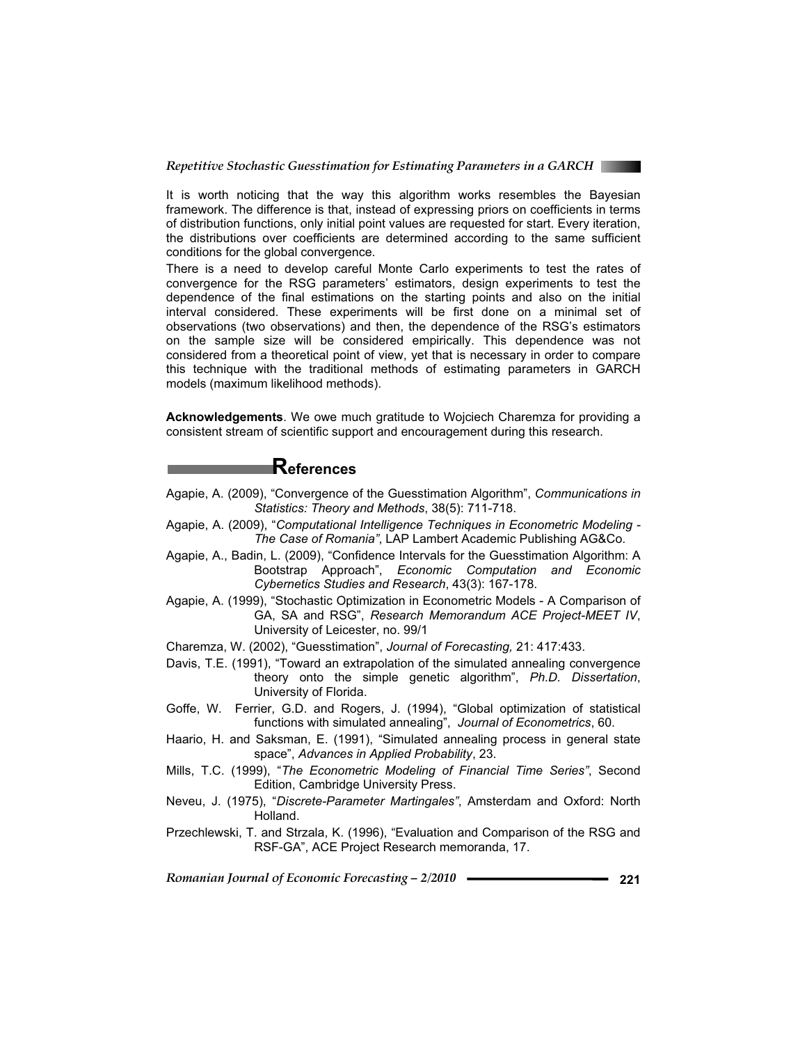It is worth noticing that the way this algorithm works resembles the Bayesian framework. The difference is that, instead of expressing priors on coefficients in terms of distribution functions, only initial point values are requested for start. Every iteration, the distributions over coefficients are determined according to the same sufficient conditions for the global convergence.

There is a need to develop careful Monte Carlo experiments to test the rates of convergence for the RSG parameters' estimators, design experiments to test the dependence of the final estimations on the starting points and also on the initial interval considered. These experiments will be first done on a minimal set of observations (two observations) and then, the dependence of the RSG's estimators on the sample size will be considered empirically. This dependence was not considered from a theoretical point of view, yet that is necessary in order to compare this technique with the traditional methods of estimating parameters in GARCH models (maximum likelihood methods).

**Acknowledgements**. We owe much gratitude to Wojciech Charemza for providing a consistent stream of scientific support and encouragement during this research.

## References

Agapie, A. (2009), "Convergence of the Guesstimation Algorithm", *Communications in Statistics: Theory and Methods*, 38(5): 711-718.

Agapie, A. (2009), "*Computational Intelligence Techniques in Econometric Modeling - The Case of Romania"*, LAP Lambert Academic Publishing AG&Co.

Agapie, A., Badin, L. (2009), "Confidence Intervals for the Guesstimation Algorithm: A Bootstrap Approach", *Economic Computation and Economic Cybernetics Studies and Research*, 43(3): 167-178.

Agapie, A. (1999), "Stochastic Optimization in Econometric Models - A Comparison of GA, SA and RSG", *Research Memorandum ACE Project-MEET IV*, University of Leicester, no. 99/1

Charemza, W. (2002), "Guesstimation", *Journal of Forecasting,* 21: 417:433.

Davis, T.E. (1991), "Toward an extrapolation of the simulated annealing convergence theory onto the simple genetic algorithm", *Ph.D. Dissertation*, University of Florida.

Goffe, W. Ferrier, G.D. and Rogers, J. (1994), "Global optimization of statistical functions with simulated annealing", *Journal of Econometrics*, 60.

Haario, H. and Saksman, E. (1991), "Simulated annealing process in general state space", *Advances in Applied Probability*, 23.

Mills, T.C. (1999), "*The Econometric Modeling of Financial Time Series"*, Second Edition, Cambridge University Press.

Neveu, J. (1975), "*Discrete-Parameter Martingales"*, Amsterdam and Oxford: North Holland.

Przechlewski, T. and Strzala, K. (1996), "Evaluation and Comparison of the RSG and RSF-GA", ACE Project Research memoranda, 17.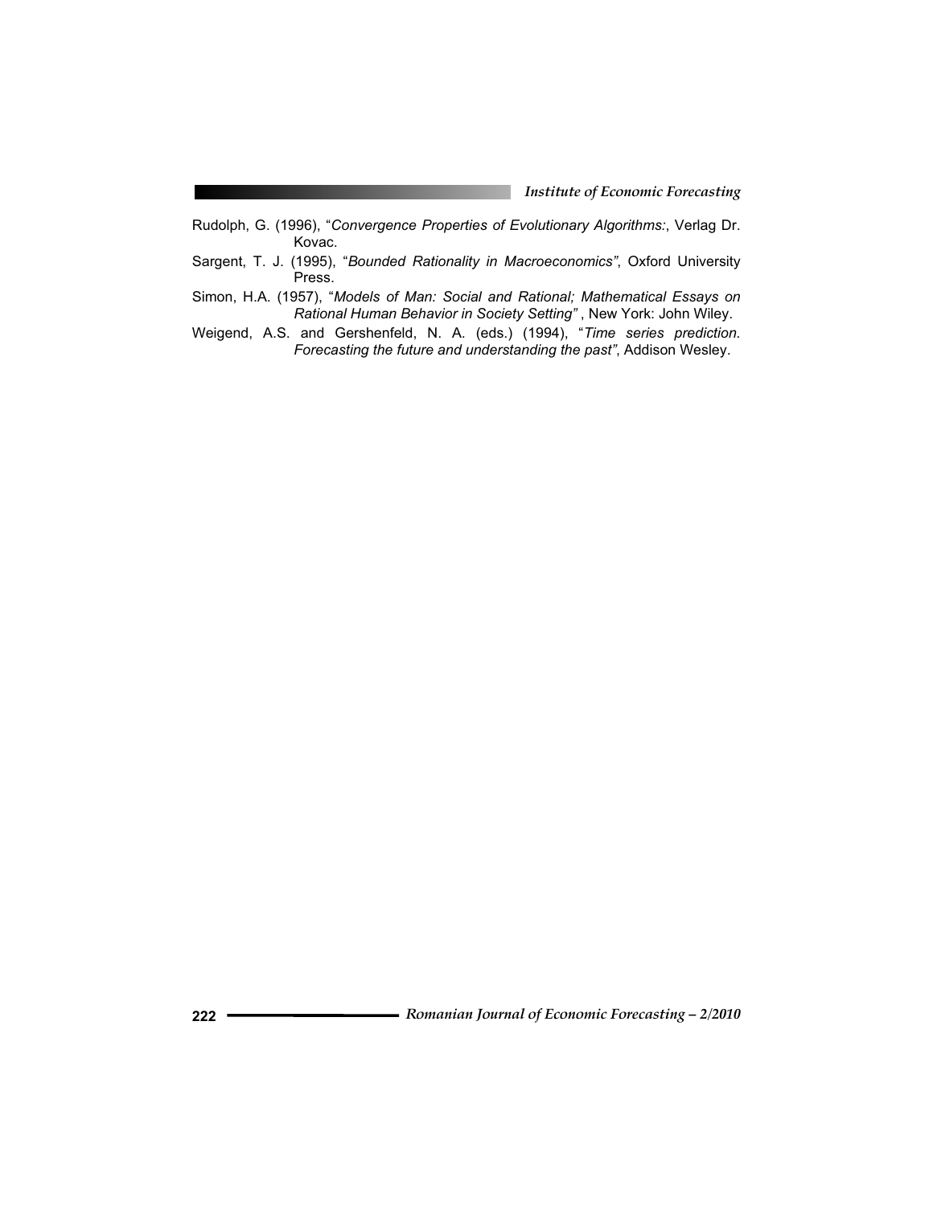Rudolph, G. (1996), "*Convergence Properties of Evolutionary Algorithms:*, Verlag Dr. Kovac.

Sargent, T. J. (1995), "*Bounded Rationality in Macroeconomics"*, Oxford University Press.

Simon, H.A. (1957), "*Models of Man: Social and Rational; Mathematical Essays on Rational Human Behavior in Society Setting"* , New York: John Wiley.

Weigend, A.S. and Gershenfeld, N. A. (eds.) (1994), "*Time series prediction. Forecasting the future and understanding the past"*, Addison Wesley.